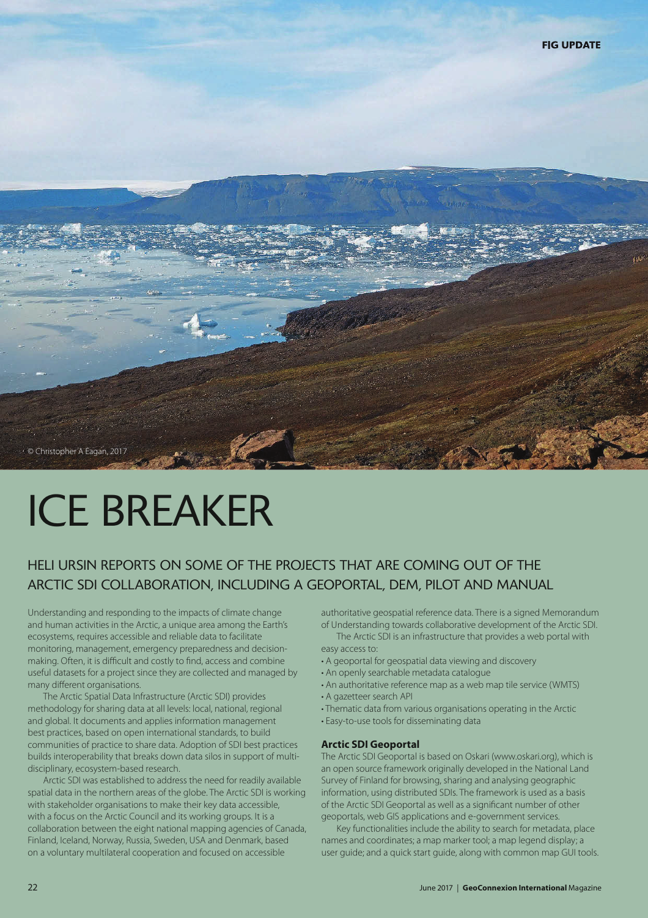# ICE BREAKER

## HELI URSIN REPORTS ON SOME OF THE PROJECTS THAT ARE COMING OUT OF THE ARCTIC SDI COLLABORATION, INCLUDING A GEOPORTAL, DEM, PILOT AND MANUAL

© Christopher A Eagan, 2017

Understanding and responding to the impacts of climate change and human activities in the Arctic, a unique area among the Earth's ecosystems, requires accessible and reliable data to facilitate monitoring, management, emergency preparedness and decision-making. Often, it is difficult and costly to find, access and combine useful datasets for a project since they are collected and managed by many different organisations.

The Arctic Spatial Data Infrastructure (Arctic SDI) provides methodology for sharing data at all levels: local, national, regional and global. It documents and applies information management best practices, based on open international standards, to build communities of practice to share data. Adoption of SDI best practices builds interoperability that breaks down data silos in support of multi-disciplinary, ecosystem-based research.

Arctic SDI was established to address the need for readily available spatial data in the northern areas of the globe. The Arctic SDI is working with stakeholder organisations to make their key data accessible, with a focus on the Arctic Council and its working groups. It is a collaboration between the eight national mapping agencies of Canada, Finland, Iceland, Norway, Russia, Sweden, USA and Denmark, based on a voluntary multilateral cooperation and focused on accessible authoritative geospatial reference data. There is a signed Memorandum of Understanding towards collaborative development of the Arctic SDI.

The Arctic SDI is an infrastructure that provides a web portal with easy access to:

- A geoportal for geospatial data viewing and discovery
- An openly searchable metadata catalogue
- An authoritative reference map as a web map tile service (WMTS)
- A gazetteer search API
- Thematic data from various organisations operating in the Arctic
- Easy-to-use tools for disseminating data

### Arctic SDI Geoportal

The Arctic SDI Geoportal is based on Oskari (www.oskari.org), which is an open source framework originally developed in the National Land Survey of Finland for browsing, sharing and analysing geographic information, using distributed SDIs. The framework is used as a basis of the Arctic SDI Geoportal as well as a significant number of other geoportals, web GIS applications and e-government services.

Key functionalities include the ability to search for metadata, place names and coordinates; a map marker tool; a map legend display; a user guide; and a quick start guide, along with common map GUI tools.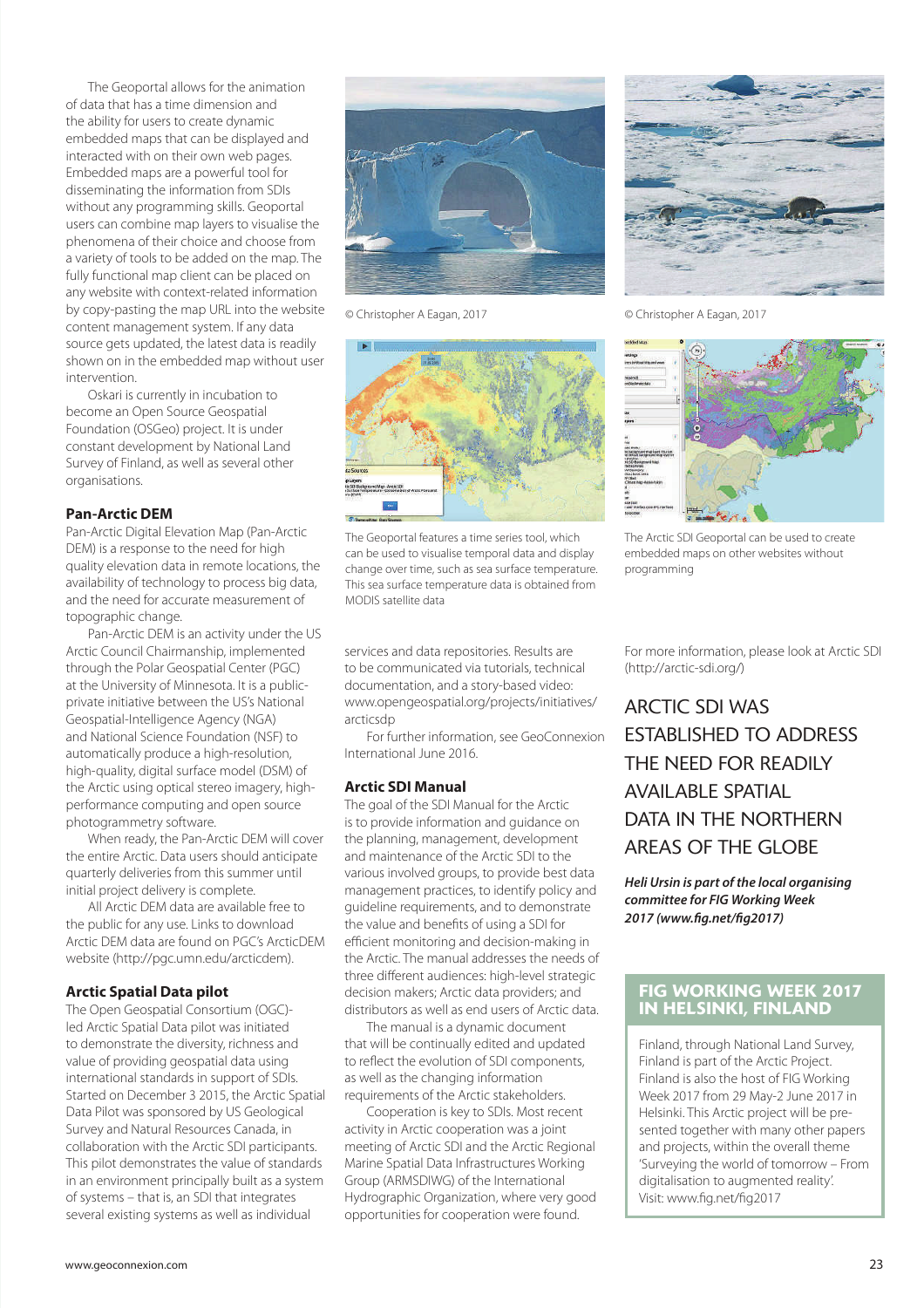The Geoportal allows for the animation of data that has a time dimension and the ability for users to create dynamic embedded maps that can be displayed and interacted with on their own web pages. Embedded maps are a powerful tool for disseminating the information from SDIs without any programming skills. Geoportal users can combine map layers to visualise the phenomena of their choice and choose from a variety of tools to be added on the map. The fully functional map client can be placed on any website with context-related information by copy-pasting the map URL into the website content management system. If any data source gets updated, the latest data is readily shown on in the embedded map without user intervention.

Oskari is currently in incubation to become an Open Source Geospatial Foundation (OSGeo) project. It is under constant development by National Land Survey of Finland, as well as several other organisations.

### Pan-Arctic DEM

Pan-Arctic Digital Elevation Map (Pan-Arctic DEM) is a response to the need for high quality elevation data in remote locations, the availability of technology to process big data, and the need for accurate measurement of topographic change.

Pan-Arctic DEM is an activity under the US Arctic Council Chairmanship, implemented through the Polar Geospatial Center (PGC) at the University of Minnesota. It is a public-private initiative between the US's National Geospatial-Intelligence Agency (NGA) and National Science Foundation (NSF) to automatically produce a high-resolution, high-quality, digital surface model (DSM) of the Arctic using optical stereo imagery, high-performance computing and open source photogrammetry software.

When ready, the Pan-Arctic DEM will cover the entire Arctic. Data users should anticipate quarterly deliveries from this summer until initial project delivery is complete.

All Arctic DEM data are available free to the public for any use. Links to download Arctic DEM data are found on PGC's ArcticDEM website (http://pgc.umn.edu/arcticdem).

### Arctic Spatial Data pilot

The Open Geospatial Consortium (OGC)-led Arctic Spatial Data pilot was initiated to demonstrate the diversity, richness and value of providing geospatial data using international standards in support of SDIs. Started on December 3 2015, the Arctic Spatial Data Pilot was sponsored by US Geological Survey and Natural Resources Canada, in collaboration with the Arctic SDI participants. This pilot demonstrates the value of standards in an environment principally built as a system of systems – that is, an SDI that integrates several existing systems as well as individual services and data repositories. Results are to be communicated via tutorials, technical documentation, and a story-based video: www.opengeospatial.org/projects/initiatives/arcticsdp

For further information, see GeoConnexion International June 2016.

© Christopher A Eagan, 2017

© Christopher A Eagan, 2017

The Geoportal features a time series tool, which can be used to visualise temporal data and display change over time, such as sea surface temperature. This sea surface temperature data is obtained from MODIS satellite data

The Arctic SDI Geoportal can be used to create embedded maps on other websites without programming

### Arctic SDI Manual

The goal of the SDI Manual for the Arctic is to provide information and guidance on the planning, management, development and maintenance of the Arctic SDI to the various involved groups, to provide best data management practices, to identify policy and guideline requirements, and to demonstrate the value and benefits of using a SDI for efficient monitoring and decision-making in the Arctic. The manual addresses the needs of three different audiences: high-level strategic decision makers; Arctic data providers; and distributors as well as end users of Arctic data.

The manual is a dynamic document that will be continually edited and updated to reflect the evolution of SDI components, as well as the changing information requirements of the Arctic stakeholders.

Cooperation is key to SDIs. Most recent activity in Arctic cooperation was a joint meeting of Arctic SDI and the Arctic Regional Marine Spatial Data Infrastructures Working Group (ARMSDIWG) of the International Hydrographic Organization, where very good opportunities for cooperation were found.

For more information, please look at Arctic SDI (http://arctic-sdi.org/)

ARCTIC SDI WAS ESTABLISHED TO ADDRESS THE NEED FOR READILY AVAILABLE SPATIAL DATA IN THE NORTHERN AREAS OF THE GLOBE

***Heli Ursin is part of the local organising committee for FIG Working Week 2017 (www.fig.net/fig2017)***

### FIG WORKING WEEK 2017 IN HELSINKI, FINLAND

Finland, through National Land Survey, Finland is part of the Arctic Project. Finland is also the host of FIG Working Week 2017 from 29 May-2 June 2017 in Helsinki. This Arctic project will be presented together with many other papers and projects, within the overall theme 'Surveying the world of tomorrow – From digitalisation to augmented reality'. Visit: www.fig.net/fig2017